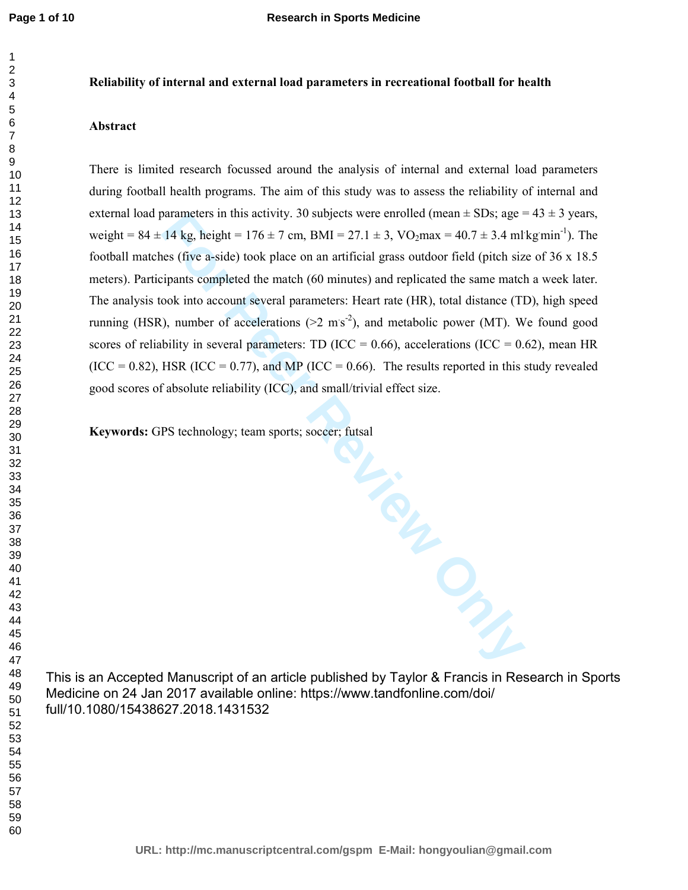# Reliability of internal and external load parameters in recreational football for health

## Abstract

There is limited research focussed around the analysis of internal and external load parameters during football health programs. The aim of this study was to assess the reliability of internal and external load parameters in this activity. 30 subjects were enrolled (mean ± SDs; age = 43 ± 3 years, weight = 84 ± 14 kg, height = 176 ± 7 cm, BMI = 27.1 ± 3, $VO_2max$ = 40.7 ± 3.4 $ml \cdot kg \cdot min^{-1}$). The football matches (five a-side) took place on an artificial grass outdoor field (pitch size of 36 x 18.5 meters). Participants completed the match (60 minutes) and replicated the same match a week later. The analysis took into account several parameters: Heart rate (HR), total distance (TD), high speed running (HSR), number of accelerations (>2 $m \cdot s^{-2}$), and metabolic power (MT). We found good scores of reliability in several parameters: TD (ICC = 0.66), accelerations (ICC = 0.62), mean HR (ICC = 0.82), HSR (ICC = 0.77), and MP (ICC = 0.66). The results reported in this study revealed good scores of absolute reliability (ICC), and small/trivial effect size.

**Keywords:** GPS technology; team sports; soccer; futsal

This is an Accepted Manuscript of an article published by Taylor & Francis in Research in Sports Medicine on 24 Jan 2017 available online: https://www.tandfonline.com/doi/full/10.1080/15438627.2018.1431532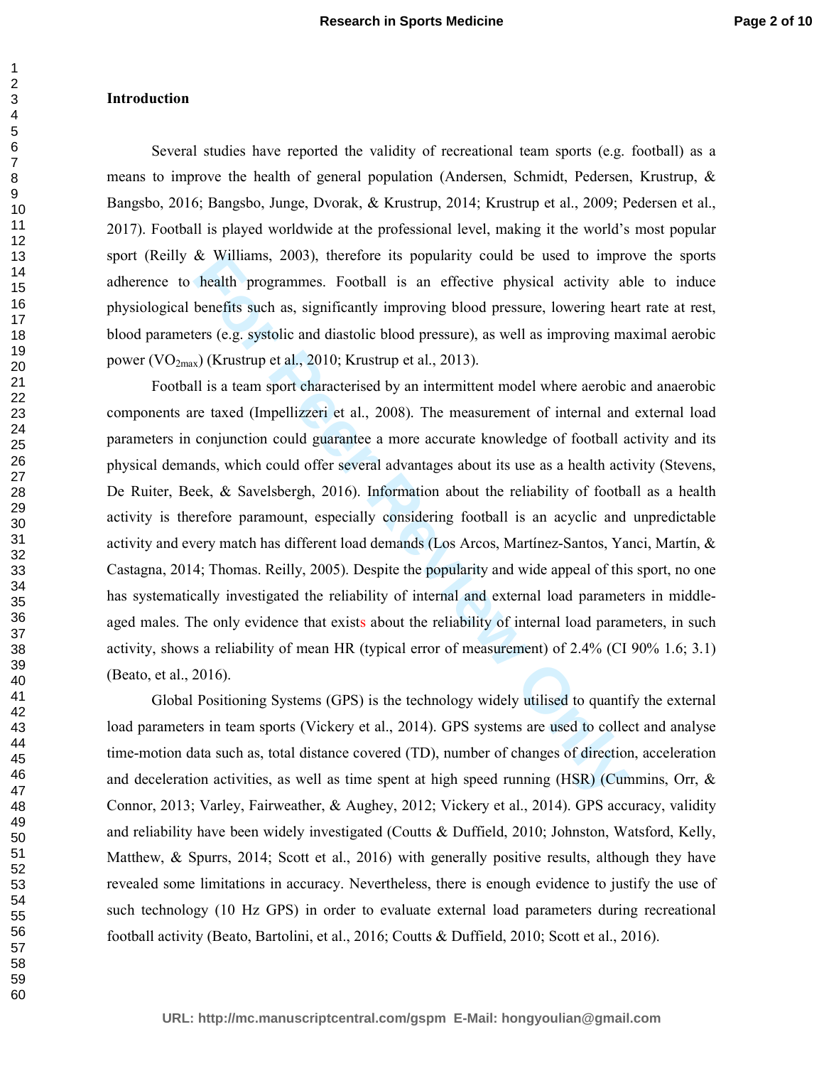## Introduction

Several studies have reported the validity of recreational team sports (e.g. football) as a means to improve the health of general population (Andersen, Schmidt, Pedersen, Krustrup, & Bangsbo, 2016; Bangsbo, Junge, Dvorak, & Krustrup, 2014; Krustrup et al., 2009; Pedersen et al., 2017). Football is played worldwide at the professional level, making it the world's most popular sport (Reilly & Williams, 2003), therefore its popularity could be used to improve the sports adherence to health programmes. Football is an effective physical activity able to induce physiological benefits such as, significantly improving blood pressure, lowering heart rate at rest, blood parameters (e.g. systolic and diastolic blood pressure), as well as improving maximal aerobic power ($VO_{2max}$) (Krustrup et al., 2010; Krustrup et al., 2013).

Football is a team sport characterised by an intermittent model where aerobic and anaerobic components are taxed (Impellizzeri et al., 2008). The measurement of internal and external load parameters in conjunction could guarantee a more accurate knowledge of football activity and its physical demands, which could offer several advantages about its use as a health activity (Stevens, De Ruiter, Beek, & Savelsbergh, 2016). Information about the reliability of football as a health activity is therefore paramount, especially considering football is an acyclic and unpredictable activity and every match has different load demands (Los Arcos, Martínez-Santos, Yanci, Martín, & Castagna, 2014; Thomas. Reilly, 2005). Despite the popularity and wide appeal of this sport, no one has systematically investigated the reliability of internal and external load parameters in middle-aged males. The only evidence that exists about the reliability of internal load parameters, in such activity, shows a reliability of mean HR (typical error of measurement) of 2.4% (CI 90% 1.6; 3.1) (Beato, et al., 2016).

Global Positioning Systems (GPS) is the technology widely utilised to quantify the external load parameters in team sports (Vickery et al., 2014). GPS systems are used to collect and analyse time-motion data such as, total distance covered (TD), number of changes of direction, acceleration and deceleration activities, as well as time spent at high speed running (HSR) (Cummins, Orr, & Connor, 2013; Varley, Fairweather, & Aughey, 2012; Vickery et al., 2014). GPS accuracy, validity and reliability have been widely investigated (Coutts & Duffield, 2010; Johnston, Watsford, Kelly, Matthew, & Spurrs, 2014; Scott et al., 2016) with generally positive results, although they have revealed some limitations in accuracy. Nevertheless, there is enough evidence to justify the use of such technology (10 Hz GPS) in order to evaluate external load parameters during recreational football activity (Beato, Bartolini, et al., 2016; Coutts & Duffield, 2010; Scott et al., 2016).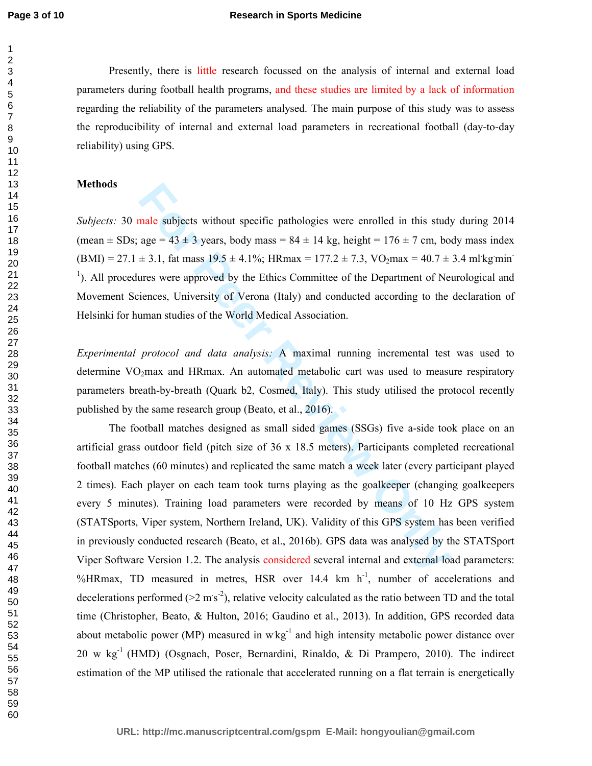Presently, there is little research focussed on the analysis of internal and external load parameters during football health programs, and these studies are limited by a lack of information regarding the reliability of the parameters analysed. The main purpose of this study was to assess the reproducibility of internal and external load parameters in recreational football (day-to-day reliability) using GPS.

## Methods

*Subjects:* 30 male subjects without specific pathologies were enrolled in this study during 2014 (mean ± SDs; age = 43 ± 3 years, body mass = 84 ± 14 kg, height = 176 ± 7 cm, body mass index (BMI) = 27.1 ± 3.1, fat mass 19.5 ± 4.1%; HRmax = 177.2 ± 7.3, $VO_2$max = 40.7 ± 3.4 $ml \cdot kg \cdot min^{-1}$). All procedures were approved by the Ethics Committee of the Department of Neurological and Movement Sciences, University of Verona (Italy) and conducted according to the declaration of Helsinki for human studies of the World Medical Association.

*Experimental protocol and data analysis:* A maximal running incremental test was used to determine $VO_2$max and HRmax. An automated metabolic cart was used to measure respiratory parameters breath-by-breath (Quark b2, Cosmed, Italy). This study utilised the protocol recently published by the same research group (Beato, et al., 2016).

The football matches designed as small sided games (SSGs) five a-side took place on an artificial grass outdoor field (pitch size of 36 x 18.5 meters). Participants completed recreational football matches (60 minutes) and replicated the same match a week later (every participant played 2 times). Each player on each team took turns playing as the goalkeeper (changing goalkeepers every 5 minutes). Training load parameters were recorded by means of 10 Hz GPS system (STATSports, Viper system, Northern Ireland, UK). Validity of this GPS system has been verified in previously conducted research (Beato, et al., 2016b). GPS data was analysed by the STATSport Viper Software Version 1.2. The analysis considered several internal and external load parameters: %HRmax, TD measured in metres, HSR over 14.4 km $h^{-1}$, number of accelerations and decelerations performed (>2 $m \cdot s^{-2}$), relative velocity calculated as the ratio between TD and the total time (Christopher, Beato, & Hulton, 2016; Gaudino et al., 2013). In addition, GPS recorded data about metabolic power (MP) measured in $w \cdot kg^{-1}$ and high intensity metabolic power distance over 20 w $kg^{-1}$ (HMD) (Osgnach, Poser, Bernardini, Rinaldo, & Di Prampero, 2010). The indirect estimation of the MP utilised the rationale that accelerated running on a flat terrain is energetically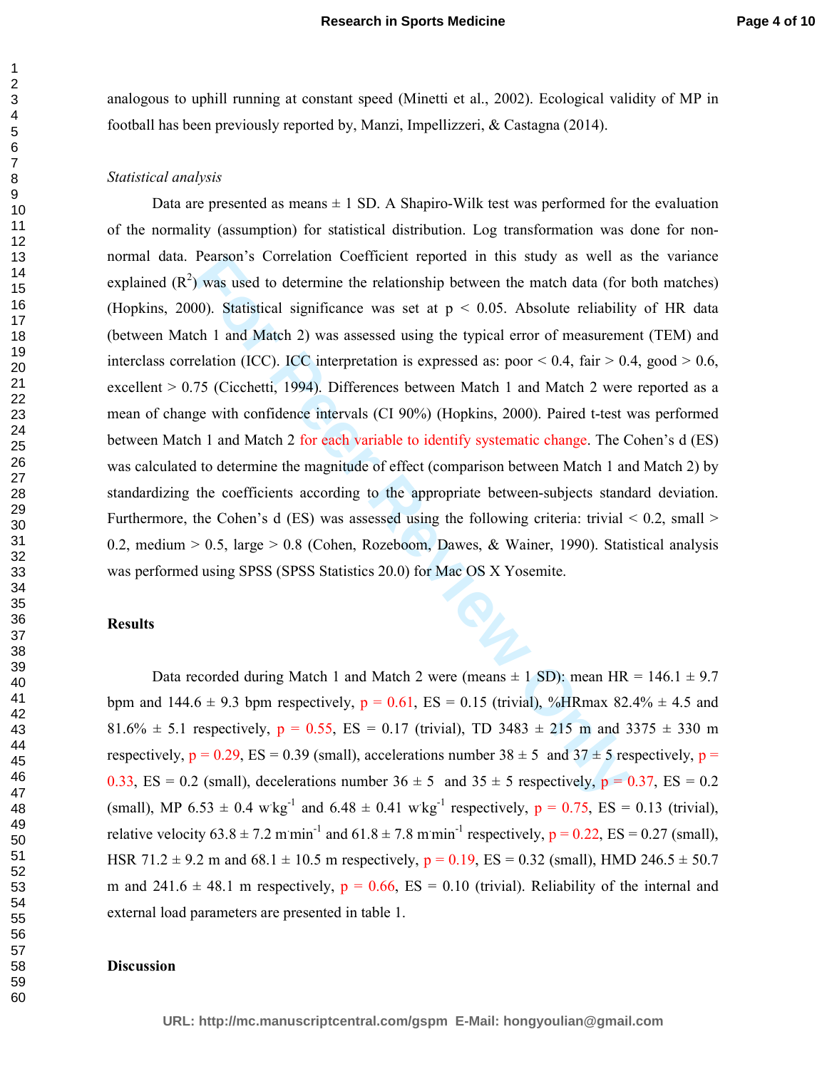analogous to uphill running at constant speed (Minetti et al., 2002). Ecological validity of MP in football has been previously reported by, Manzi, Impellizzeri, & Castagna (2014).

*Statistical analysis*

Data are presented as means ± 1 SD. A Shapiro-Wilk test was performed for the evaluation of the normality (assumption) for statistical distribution. Log transformation was done for non-normal data. Pearson's Correlation Coefficient reported in this study as well as the variance explained ($R^2$) was used to determine the relationship between the match data (for both matches) (Hopkins, 2000). Statistical significance was set at $p < 0.05$. Absolute reliability of HR data (between Match 1 and Match 2) was assessed using the typical error of measurement (TEM) and interclass correlation (ICC). ICC interpretation is expressed as: poor < 0.4, fair > 0.4, good > 0.6, excellent > 0.75 (Cicchetti, 1994). Differences between Match 1 and Match 2 were reported as a mean of change with confidence intervals (CI 90%) (Hopkins, 2000). Paired t-test was performed between Match 1 and Match 2 for each variable to identify systematic change. The Cohen's d (ES) was calculated to determine the magnitude of effect (comparison between Match 1 and Match 2) by standardizing the coefficients according to the appropriate between-subjects standard deviation. Furthermore, the Cohen's d (ES) was assessed using the following criteria: trivial < 0.2, small > 0.2, medium > 0.5, large > 0.8 (Cohen, Rozeboom, Dawes, & Wainer, 1990). Statistical analysis was performed using SPSS (SPSS Statistics 20.0) for Mac OS X Yosemite.

## Results

Data recorded during Match 1 and Match 2 were (means ± 1 SD): mean HR = 146.1 ± 9.7 bpm and 144.6 ± 9.3 bpm respectively, $p = 0.61$, ES = 0.15 (trivial), %HRmax 82.4% ± 4.5 and 81.6% ± 5.1 respectively, $p = 0.55$, ES = 0.17 (trivial), TD 3483 ± 215 m and 3375 ± 330 m respectively, $p = 0.29$, ES = 0.39 (small), accelerations number 38 ± 5 and 37 ± 5 respectively, $p = 0.33$, ES = 0.2 (small), decelerations number 36 ± 5 and 35 ± 5 respectively, $p = 0.37$, ES = 0.2 (small), MP 6.53 ± 0.4 $w \cdot kg^{-1}$ and 6.48 ± 0.41 $w \cdot kg^{-1}$ respectively, $p = 0.75$, ES = 0.13 (trivial), relative velocity 63.8 ± 7.2 $m \cdot min^{-1}$ and 61.8 ± 7.8 $m \cdot min^{-1}$ respectively, $p = 0.22$, ES = 0.27 (small), HSR 71.2 ± 9.2 m and 68.1 ± 10.5 m respectively, $p = 0.19$, ES = 0.32 (small), HMD 246.5 ± 50.7 m and 241.6 ± 48.1 m respectively, $p = 0.66$, ES = 0.10 (trivial). Reliability of the internal and external load parameters are presented in table 1.

## Discussion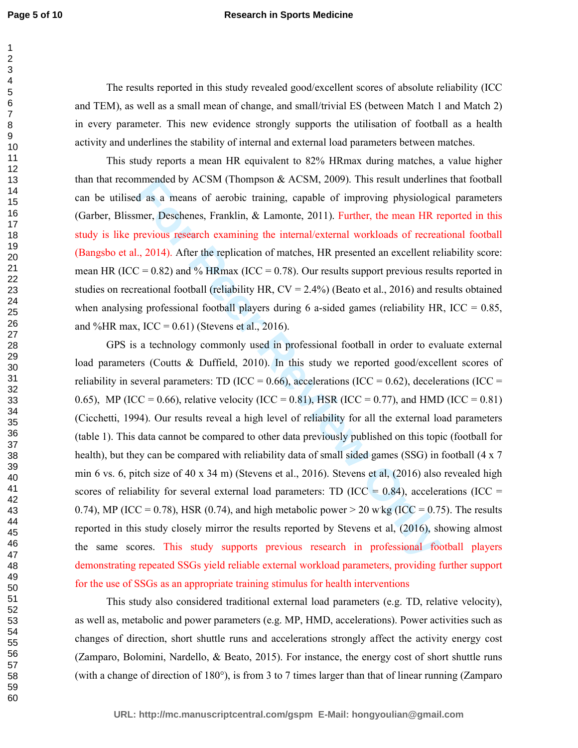The results reported in this study revealed good/excellent scores of absolute reliability (ICC and TEM), as well as a small mean of change, and small/trivial ES (between Match 1 and Match 2) in every parameter. This new evidence strongly supports the utilisation of football as a health activity and underlines the stability of internal and external load parameters between matches.

This study reports a mean HR equivalent to 82% HRmax during matches, a value higher than that recommended by ACSM (Thompson & ACSM, 2009). This result underlines that football can be utilised as a means of aerobic training, capable of improving physiological parameters (Garber, Blissmer, Deschenes, Franklin, & Lamonte, 2011). Further, the mean HR reported in this study is like previous research examining the internal/external workloads of recreational football (Bangsbo et al., 2014). After the replication of matches, HR presented an excellent reliability score: mean HR (ICC = 0.82) and % HRmax (ICC = 0.78). Our results support previous results reported in studies on recreational football (reliability HR, CV = 2.4%) (Beato et al., 2016) and results obtained when analysing professional football players during 6 a-sided games (reliability HR, ICC = 0.85, and %HR max, ICC = 0.61) (Stevens et al., 2016).

GPS is a technology commonly used in professional football in order to evaluate external load parameters (Coutts & Duffield, 2010). In this study we reported good/excellent scores of reliability in several parameters: TD (ICC = 0.66), accelerations (ICC = 0.62), decelerations (ICC = 0.65), MP (ICC = 0.66), relative velocity (ICC = 0.81), HSR (ICC = 0.77), and HMD (ICC = 0.81) (Cicchetti, 1994). Our results reveal a high level of reliability for all the external load parameters (table 1). This data cannot be compared to other data previously published on this topic (football for health), but they can be compared with reliability data of small sided games (SSG) in football (4 x 7 min 6 vs. 6, pitch size of 40 x 34 m) (Stevens et al., 2016). Stevens et al, (2016) also revealed high scores of reliability for several external load parameters: TD (ICC = 0.84), accelerations (ICC = 0.74), MP (ICC = 0.78), HSR (0.74), and high metabolic power > 20 w·kg (ICC = 0.75). The results reported in this study closely mirror the results reported by Stevens et al, (2016), showing almost the same scores. This study supports previous research in professional football players demonstrating repeated SSGs yield reliable external workload parameters, providing further support for the use of SSGs as an appropriate training stimulus for health interventions

This study also considered traditional external load parameters (e.g. TD, relative velocity), as well as, metabolic and power parameters (e.g. MP, HMD, accelerations). Power activities such as changes of direction, short shuttle runs and accelerations strongly affect the activity energy cost (Zamparo, Bolomini, Nardello, & Beato, 2015). For instance, the energy cost of short shuttle runs (with a change of direction of 180°), is from 3 to 7 times larger than that of linear running (Zamparo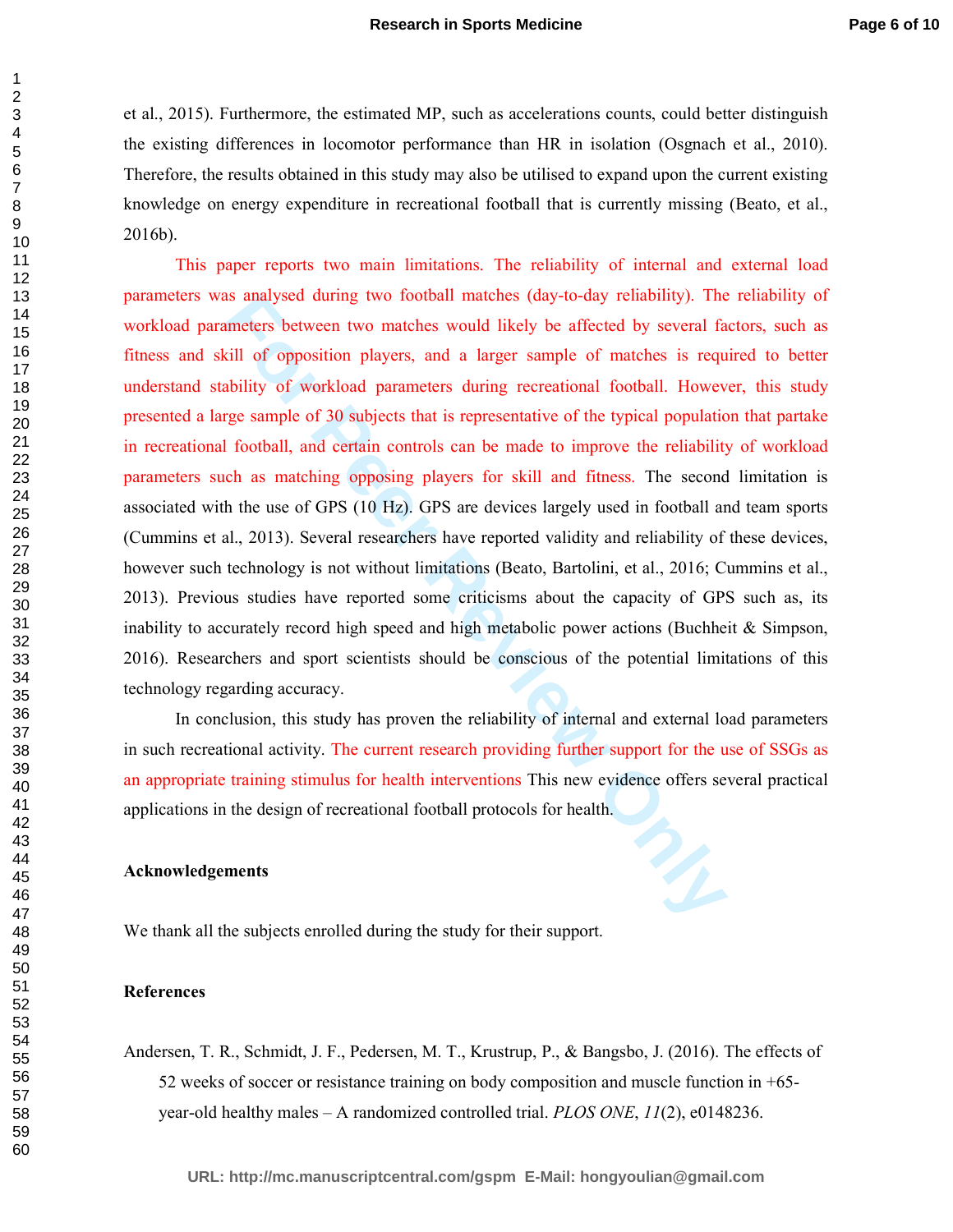et al., 2015). Furthermore, the estimated MP, such as accelerations counts, could better distinguish the existing differences in locomotor performance than HR in isolation (Osgnach et al., 2010). Therefore, the results obtained in this study may also be utilised to expand upon the current existing knowledge on energy expenditure in recreational football that is currently missing (Beato, et al., 2016b).

This paper reports two main limitations. The reliability of internal and external load parameters was analysed during two football matches (day-to-day reliability). The reliability of workload parameters between two matches would likely be affected by several factors, such as fitness and skill of opposition players, and a larger sample of matches is required to better understand stability of workload parameters during recreational football. However, this study presented a large sample of 30 subjects that is representative of the typical population that partake in recreational football, and certain controls can be made to improve the reliability of workload parameters such as matching opposing players for skill and fitness. The second limitation is associated with the use of GPS (10 Hz). GPS are devices largely used in football and team sports (Cummins et al., 2013). Several researchers have reported validity and reliability of these devices, however such technology is not without limitations (Beato, Bartolini, et al., 2016; Cummins et al., 2013). Previous studies have reported some criticisms about the capacity of GPS such as, its inability to accurately record high speed and high metabolic power actions (Buchheit & Simpson, 2016). Researchers and sport scientists should be conscious of the potential limitations of this technology regarding accuracy.

In conclusion, this study has proven the reliability of internal and external load parameters in such recreational activity. The current research providing further support for the use of SSGs as an appropriate training stimulus for health interventions This new evidence offers several practical applications in the design of recreational football protocols for health.

**Acknowledgements**

We thank all the subjects enrolled during the study for their support.

**References**

Andersen, T. R., Schmidt, J. F., Pedersen, M. T., Krustrup, P., & Bangsbo, J. (2016). The effects of 52 weeks of soccer or resistance training on body composition and muscle function in +65-year-old healthy males – A randomized controlled trial. *PLOS ONE*, *11*(2), e0148236.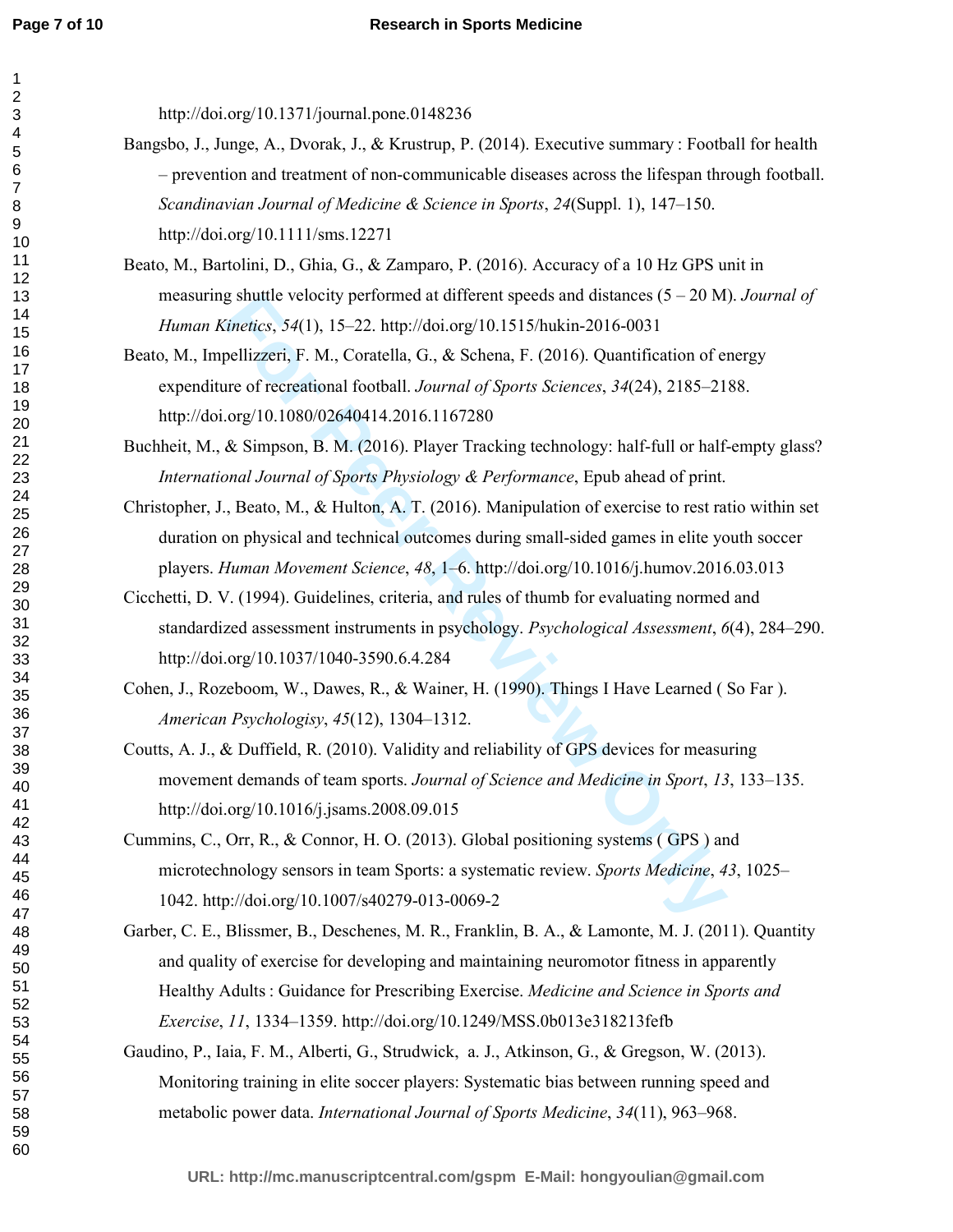http://doi.org/10.1371/journal.pone.0148236

Bangsbo, J., Junge, A., Dvorak, J., & Krustrup, P. (2014). Executive summary : Football for health – prevention and treatment of non-communicable diseases across the lifespan through football. *Scandinavian Journal of Medicine & Science in Sports*, *24*(Suppl. 1), 147–150. http://doi.org/10.1111/sms.12271

Beato, M., Bartolini, D., Ghia, G., & Zamparo, P. (2016). Accuracy of a 10 Hz GPS unit in measuring shuttle velocity performed at different speeds and distances (5 – 20 M). *Journal of Human Kinetics*, *54*(1), 15–22. http://doi.org/10.1515/hukin-2016-0031

Beato, M., Impellizzeri, F. M., Coratella, G., & Schena, F. (2016). Quantification of energy expenditure of recreational football. *Journal of Sports Sciences*, *34*(24), 2185–2188. http://doi.org/10.1080/02640414.2016.1167280

Buchheit, M., & Simpson, B. M. (2016). Player Tracking technology: half-full or half-empty glass? *International Journal of Sports Physiology & Performance*, Epub ahead of print.

Christopher, J., Beato, M., & Hulton, A. T. (2016). Manipulation of exercise to rest ratio within set duration on physical and technical outcomes during small-sided games in elite youth soccer players. *Human Movement Science*, *48*, 1–6. http://doi.org/10.1016/j.humov.2016.03.013

Cicchetti, D. V. (1994). Guidelines, criteria, and rules of thumb for evaluating normed and standardized assessment instruments in psychology. *Psychological Assessment*, *6*(4), 284–290. http://doi.org/10.1037/1040-3590.6.4.284

Cohen, J., Rozeboom, W., Dawes, R., & Wainer, H. (1990). Things I Have Learned ( So Far ). *American Psychologisy*, *45*(12), 1304–1312.

Coutts, A. J., & Duffield, R. (2010). Validity and reliability of GPS devices for measuring movement demands of team sports. *Journal of Science and Medicine in Sport*, *13*, 133–135. http://doi.org/10.1016/j.jsams.2008.09.015

Cummins, C., Orr, R., & Connor, H. O. (2013). Global positioning systems ( GPS ) and microtechnology sensors in team Sports: a systematic review. *Sports Medicine*, *43*, 1025–1042. http://doi.org/10.1007/s40279-013-0069-2

Garber, C. E., Blissmer, B., Deschenes, M. R., Franklin, B. A., & Lamonte, M. J. (2011). Quantity and quality of exercise for developing and maintaining neuromotor fitness in apparently Healthy Adults : Guidance for Prescribing Exercise. *Medicine and Science in Sports and Exercise*, *11*, 1334–1359. http://doi.org/10.1249/MSS.0b013e318213fefb

Gaudino, P., Iaia, F. M., Alberti, G., Strudwick, a. J., Atkinson, G., & Gregson, W. (2013). Monitoring training in elite soccer players: Systematic bias between running speed and metabolic power data. *International Journal of Sports Medicine*, *34*(11), 963–968.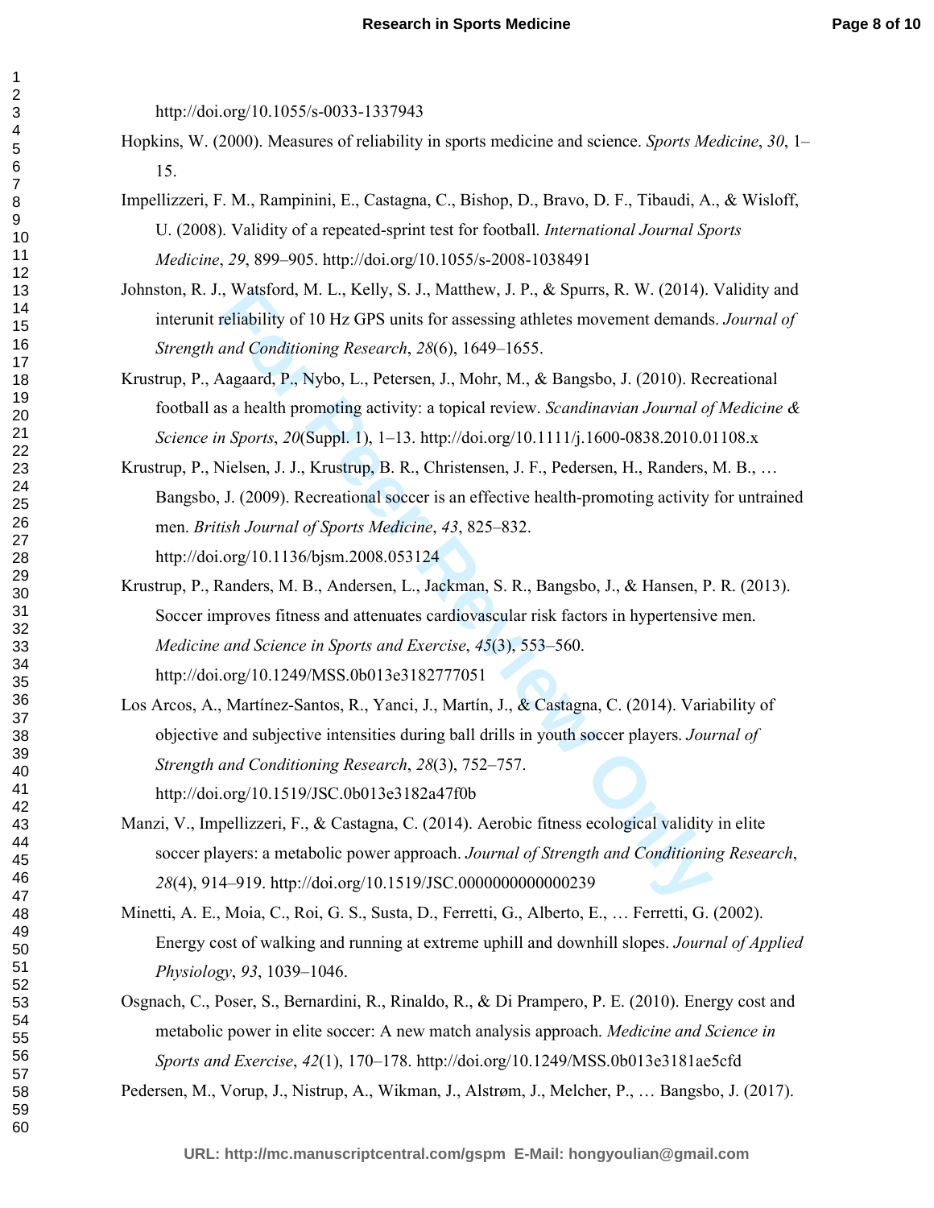http://doi.org/10.1055/s-0033-1337943

Hopkins, W. (2000). Measures of reliability in sports medicine and science. *Sports Medicine*, *30*, 1–15.

Impellizzeri, F. M., Rampinini, E., Castagna, C., Bishop, D., Bravo, D. F., Tibaudi, A., & Wisloff, U. (2008). Validity of a repeated-sprint test for football. *International Journal Sports Medicine*, *29*, 899–905. http://doi.org/10.1055/s-2008-1038491

Johnston, R. J., Watsford, M. L., Kelly, S. J., Matthew, J. P., & Spurrs, R. W. (2014). Validity and interunit reliability of 10 Hz GPS units for assessing athletes movement demands. *Journal of Strength and Conditioning Research*, *28*(6), 1649–1655.

Krustrup, P., Aagaard, P., Nybo, L., Petersen, J., Mohr, M., & Bangsbo, J. (2010). Recreational football as a health promoting activity: a topical review. *Scandinavian Journal of Medicine & Science in Sports*, *20*(Suppl. 1), 1–13. http://doi.org/10.1111/j.1600-0838.2010.01108.x

Krustrup, P., Nielsen, J. J., Krustrup, B. R., Christensen, J. F., Pedersen, H., Randers, M. B., … Bangsbo, J. (2009). Recreational soccer is an effective health-promoting activity for untrained men. *British Journal of Sports Medicine*, *43*, 825–832. http://doi.org/10.1136/bjsm.2008.053124

Krustrup, P., Randers, M. B., Andersen, L., Jackman, S. R., Bangsbo, J., & Hansen, P. R. (2013). Soccer improves fitness and attenuates cardiovascular risk factors in hypertensive men. *Medicine and Science in Sports and Exercise*, *45*(3), 553–560. http://doi.org/10.1249/MSS.0b013e3182777051

Los Arcos, A., Martínez-Santos, R., Yanci, J., Martín, J., & Castagna, C. (2014). Variability of objective and subjective intensities during ball drills in youth soccer players. *Journal of Strength and Conditioning Research*, *28*(3), 752–757. http://doi.org/10.1519/JSC.0b013e3182a47f0b

Manzi, V., Impellizzeri, F., & Castagna, C. (2014). Aerobic fitness ecological validity in elite soccer players: a metabolic power approach. *Journal of Strength and Conditioning Research*, *28*(4), 914–919. http://doi.org/10.1519/JSC.0000000000000239

Minetti, A. E., Moia, C., Roi, G. S., Susta, D., Ferretti, G., Alberto, E., … Ferretti, G. (2002). Energy cost of walking and running at extreme uphill and downhill slopes. *Journal of Applied Physiology*, *93*, 1039–1046.

Osgnach, C., Poser, S., Bernardini, R., Rinaldo, R., & Di Prampero, P. E. (2010). Energy cost and metabolic power in elite soccer: A new match analysis approach. *Medicine and Science in Sports and Exercise*, *42*(1), 170–178. http://doi.org/10.1249/MSS.0b013e3181ae5cfd

Pedersen, M., Vorup, J., Nistrup, A., Wikman, J., Alstrøm, J., Melcher, P., … Bangsbo, J. (2017).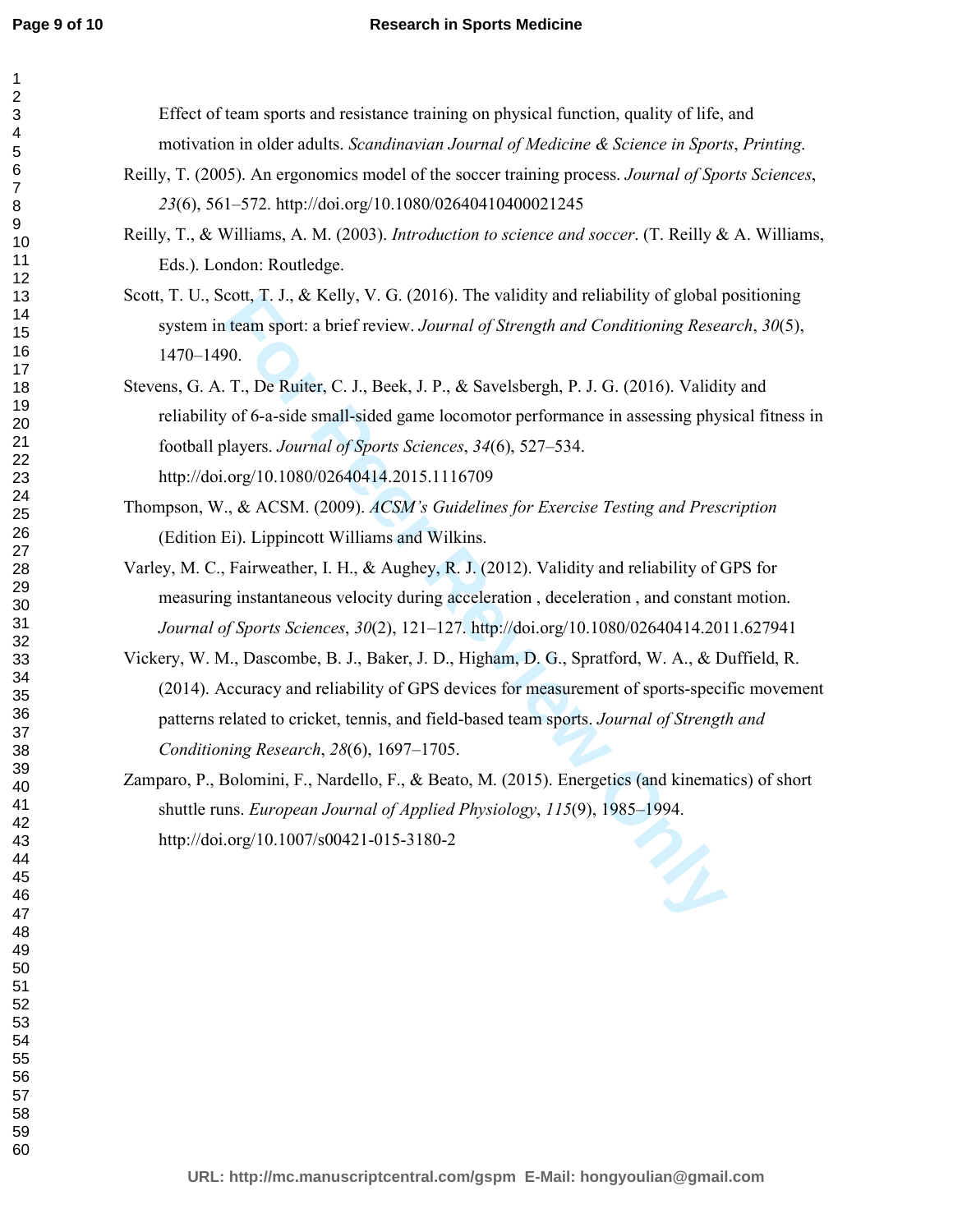Effect of team sports and resistance training on physical function, quality of life, and motivation in older adults. *Scandinavian Journal of Medicine & Science in Sports*, *Printing*.

Reilly, T. (2005). An ergonomics model of the soccer training process. *Journal of Sports Sciences*, *23*(6), 561–572. http://doi.org/10.1080/02640410400021245

Reilly, T., & Williams, A. M. (2003). *Introduction to science and soccer*. (T. Reilly & A. Williams, Eds.). London: Routledge.

Scott, T. U., Scott, T. J., & Kelly, V. G. (2016). The validity and reliability of global positioning system in team sport: a brief review. *Journal of Strength and Conditioning Research*, *30*(5), 1470–1490.

Stevens, G. A. T., De Ruiter, C. J., Beek, J. P., & Savelsbergh, P. J. G. (2016). Validity and reliability of 6-a-side small-sided game locomotor performance in assessing physical fitness in football players. *Journal of Sports Sciences*, *34*(6), 527–534. http://doi.org/10.1080/02640414.2015.1116709

Thompson, W., & ACSM. (2009). *ACSM's Guidelines for Exercise Testing and Prescription* (Edition Ei). Lippincott Williams and Wilkins.

Varley, M. C., Fairweather, I. H., & Aughey, R. J. (2012). Validity and reliability of GPS for measuring instantaneous velocity during acceleration , deceleration , and constant motion. *Journal of Sports Sciences*, *30*(2), 121–127. http://doi.org/10.1080/02640414.2011.627941

Vickery, W. M., Dascombe, B. J., Baker, J. D., Higham, D. G., Spratford, W. A., & Duffield, R. (2014). Accuracy and reliability of GPS devices for measurement of sports-specific movement patterns related to cricket, tennis, and field-based team sports. *Journal of Strength and Conditioning Research*, *28*(6), 1697–1705.

Zamparo, P., Bolomini, F., Nardello, F., & Beato, M. (2015). Energetics (and kinematics) of short shuttle runs. *European Journal of Applied Physiology*, *115*(9), 1985–1994. http://doi.org/10.1007/s00421-015-3180-2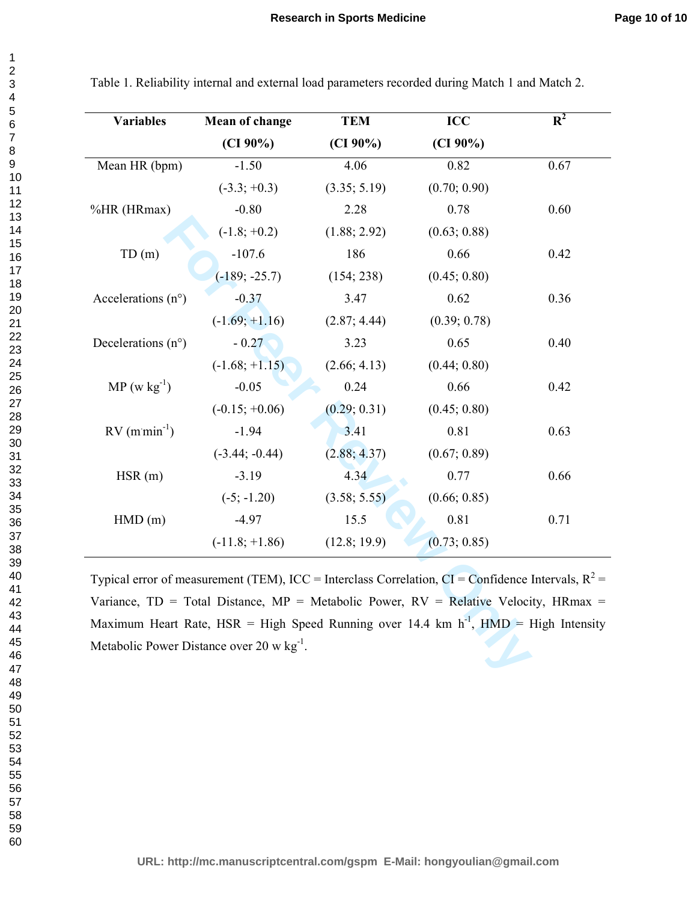Table 1. Reliability internal and external load parameters recorded during Match 1 and Match 2.

| Variables | Mean of change (CI 90%) | TEM (CI 90%) | ICC (CI 90%) | $R^2$ |
|---|---|---|---|---|
| Mean HR (bpm) | -1.50 (-3.3; +0.3) | 4.06 (3.35; 5.19) | 0.82 (0.70; 0.90) | 0.67 |
| %HR (HRmax) | -0.80 (-1.8; +0.2) | 2.28 (1.88; 2.92) | 0.78 (0.63; 0.88) | 0.60 |
| TD (m) | -107.6 (-189; -25.7) | 186 (154; 238) | 0.66 (0.45; 0.80) | 0.42 |
| Accelerations (n°) | -0.37 (-1.69; +1.16) | 3.47 (2.87; 4.44) | 0.62 (0.39; 0.78) | 0.36 |
| Decelerations (n°) | - 0.27 (-1.68; +1.15) | 3.23 (2.66; 4.13) | 0.65 (0.44; 0.80) | 0.40 |
| MP (w $kg^{-1}$) | -0.05 (-0.15; +0.06) | 0.24 (0.29; 0.31) | 0.66 (0.45; 0.80) | 0.42 |
| RV ($m \cdot min^{-1}$) | -1.94 (-3.44; -0.44) | 3.41 (2.88; 4.37) | 0.81 (0.67; 0.89) | 0.63 |
| HSR (m) | -3.19 (-5; -1.20) | 4.34 (3.58; 5.55) | 0.77 (0.66; 0.85) | 0.66 |
| HMD (m) | -4.97 (-11.8; +1.86) | 15.5 (12.8; 19.9) | 0.81 (0.73; 0.85) | 0.71 |

Typical error of measurement (TEM), ICC = Interclass Correlation, CI = Confidence Intervals, $R^2$ = Variance, TD = Total Distance, MP = Metabolic Power, RV = Relative Velocity, HRmax = Maximum Heart Rate, HSR = High Speed Running over 14.4 km $h^{-1}$, HMD = High Intensity Metabolic Power Distance over 20 w $kg^{-1}$.